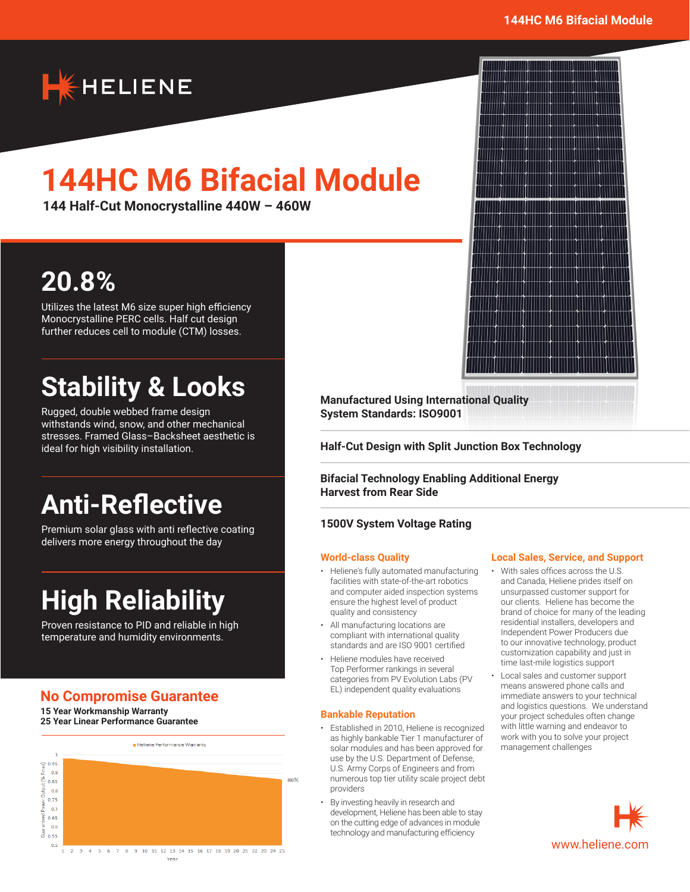HELIENE

# 144HC M6 Bifacial Module

**144 Half-Cut Monocrystalline 440W – 460W**

## 20.8%

Utilizes the latest M6 size super high efficiency Monocrystalline PERC cells. Half cut design further reduces cell to module (CTM) losses.

## Stability & Looks

Rugged, double webbed frame design withstands wind, snow, and other mechanical stresses. Framed Glass–Backsheet aesthetic is ideal for high visibility installation.

## Anti-Reflective

Premium solar glass with anti reflective coating delivers more energy throughout the day

## High Reliability

Proven resistance to PID and reliable in high temperature and humidity environments.

## No Compromise Guarantee

**15 Year Workmanship Warranty**
**25 Year Linear Performance Guarantee**

Heliene Performance Warranty

Guaranteed Power Output [% Pmax]: 1, 0.95, 0.9, 0.85, 0.8, 0.75, 0.7, 0.65, 0.6, 0.55, 0.5

Year: 1 2 3 4 5 6 7 8 9 10 11 12 13 14 15 16 17 18 19 20 21 22 23 24 25

86%

**Manufactured Using International Quality System Standards: ISO9001**

**Half-Cut Design with Split Junction Box Technology**

**Bifacial Technology Enabling Additional Energy Harvest from Rear Side**

**1500V System Voltage Rating**

### World-class Quality

- Heliene's fully automated manufacturing facilities with state-of-the-art robotics and computer aided inspection systems ensure the highest level of product quality and consistency
- All manufacturing locations are compliant with international quality standards and are ISO 9001 certified
- Heliene modules have received Top Performer rankings in several categories from PV Evolution Labs (PV EL) independent quality evaluations

### Bankable Reputation

- Established in 2010, Heliene is recognized as highly bankable Tier 1 manufacturer of solar modules and has been approved for use by the U.S. Department of Defense, U.S. Army Corps of Engineers and from numerous top tier utility scale project debt providers
- By investing heavily in research and development, Heliene has been able to stay on the cutting edge of advances in module technology and manufacturing efficiency

### Local Sales, Service, and Support

- With sales offices across the U.S. and Canada, Heliene prides itself on unsurpassed customer support for our clients. Heliene has become the brand of choice for many of the leading residential installers, developers and Independent Power Producers due to our innovative technology, product customization capability and just in time last-mile logistics support
- Local sales and customer support means answered phone calls and immediate answers to your technical and logistics questions. We understand your project schedules often change with little warning and endeavor to work with you to solve your project management challenges

www.heliene.com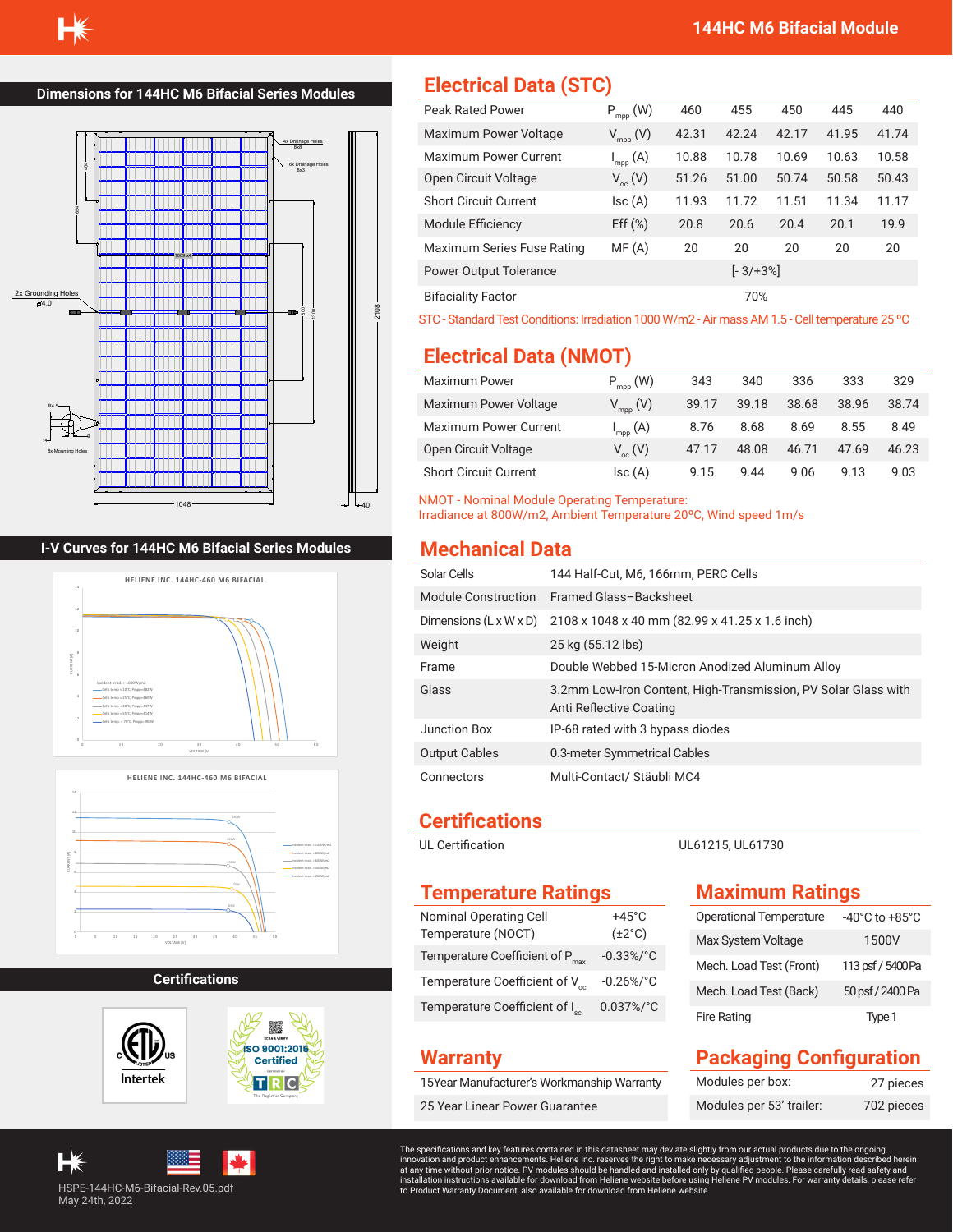# 144HC M6 Bifacial Module

## Dimensions for 144HC M6 Bifacial Series Modules

4x Drainage Holes
8x8
16x Drainage Holes
5x3
2x Grounding Holes
⌀4.0
R4.5
14
8x Mounting Holes
1048
40
2108
1300
800

## I-V Curves for 144HC M6 Bifacial Series Modules

HELIENE INC. 144HC-460 M6 BIFACIAL

CURRENT [A]
VOLTAGE [V]
Incident Irrad. = 1000W/m2

HELIENE INC. 144HC-460 M6 BIFACIAL

CURRENT [A]
VOLTAGE [V]

## Certifications

Intertek

ISO 9001:2015 Certified

TRC The Registrar Company

## Electrical Data (STC)

| | | | | | | |
|---|---|---|---|---|---|---|
| Peak Rated Power | $P_{mpp}$ (W) | 460 | 455 | 450 | 445 | 440 |
| Maximum Power Voltage | $V_{mpp}$ (V) | 42.31 | 42.24 | 42.17 | 41.95 | 41.74 |
| Maximum Power Current | $I_{mpp}$ (A) | 10.88 | 10.78 | 10.69 | 10.63 | 10.58 |
| Open Circuit Voltage | $V_{oc}$ (V) | 51.26 | 51.00 | 50.74 | 50.58 | 50.43 |
| Short Circuit Current | Isc (A) | 11.93 | 11.72 | 11.51 | 11.34 | 11.17 |
| Module Efficiency | Eff (%) | 20.8 | 20.6 | 20.4 | 20.1 | 19.9 |
| Maximum Series Fuse Rating | MF (A) | 20 | 20 | 20 | 20 | 20 |
| Power Output Tolerance | | [- 3/+3%] | | | | |
| Bifaciality Factor | | 70% | | | | |

STC - Standard Test Conditions: Irradiation 1000 W/m2 - Air mass AM 1.5 - Cell temperature 25 ºC

## Electrical Data (NMOT)

| | | | | | | |
|---|---|---|---|---|---|---|
| Maximum Power | $P_{mpp}$ (W) | 343 | 340 | 336 | 333 | 329 |
| Maximum Power Voltage | $V_{mpp}$ (V) | 39.17 | 39.18 | 38.68 | 38.96 | 38.74 |
| Maximum Power Current | $I_{mpp}$ (A) | 8.76 | 8.68 | 8.69 | 8.55 | 8.49 |
| Open Circuit Voltage | $V_{oc}$ (V) | 47.17 | 48.08 | 46.71 | 47.69 | 46.23 |
| Short Circuit Current | Isc (A) | 9.15 | 9.44 | 9.06 | 9.13 | 9.03 |

NMOT - Nominal Module Operating Temperature:
Irradiance at 800W/m2, Ambient Temperature 20ºC, Wind speed 1m/s

## Mechanical Data

| | |
|---|---|
| Solar Cells | 144 Half-Cut, M6, 166mm, PERC Cells |
| Module Construction | Framed Glass–Backsheet |
| Dimensions (L x W x D) | 2108 x 1048 x 40 mm (82.99 x 41.25 x 1.6 inch) |
| Weight | 25 kg (55.12 lbs) |
| Frame | Double Webbed 15-Micron Anodized Aluminum Alloy |
| Glass | 3.2mm Low-Iron Content, High-Transmission, PV Solar Glass with Anti Reflective Coating |
| Junction Box | IP-68 rated with 3 bypass diodes |
| Output Cables | 0.3-meter Symmetrical Cables |
| Connectors | Multi-Contact/ Stäubli MC4 |

## Certifications

| | |
|---|---|
| UL Certification | UL61215, UL61730 |

## Temperature Ratings

| | |
|---|---|
| Nominal Operating Cell Temperature (NOCT) | +45°C (±2°C) |
| Temperature Coefficient of $P_{max}$ | -0.33%/°C |
| Temperature Coefficient of $V_{oc}$ | -0.26%/°C |
| Temperature Coefficient of $I_{sc}$ | 0.037%/°C |

## Maximum Ratings

| | |
|---|---|
| Operational Temperature | -40°C to +85°C |
| Max System Voltage | 1500V |
| Mech. Load Test (Front) | 113 psf / 5400 Pa |
| Mech. Load Test (Back) | 50 psf / 2400 Pa |
| Fire Rating | Type 1 |

## Warranty

15Year Manufacturer's Workmanship Warranty

25 Year Linear Power Guarantee

## Packaging Configuration

| | |
|---|---|
| Modules per box: | 27 pieces |
| Modules per 53' trailer: | 702 pieces |

HSPE-144HC-M6-Bifacial-Rev.05.pdf
May 24th, 2022

The specifications and key features contained in this datasheet may deviate slightly from our actual products due to the ongoing innovation and product enhancements. Heliene Inc. reserves the right to make necessary adjustment to the information described herein at any time without prior notice. PV modules should be handled and installed only by qualified people. Please carefully read safety and installation instructions available for download from Heliene website before using Heliene PV modules. For warranty details, please refer to Product Warranty Document, also available for download from Heliene website.